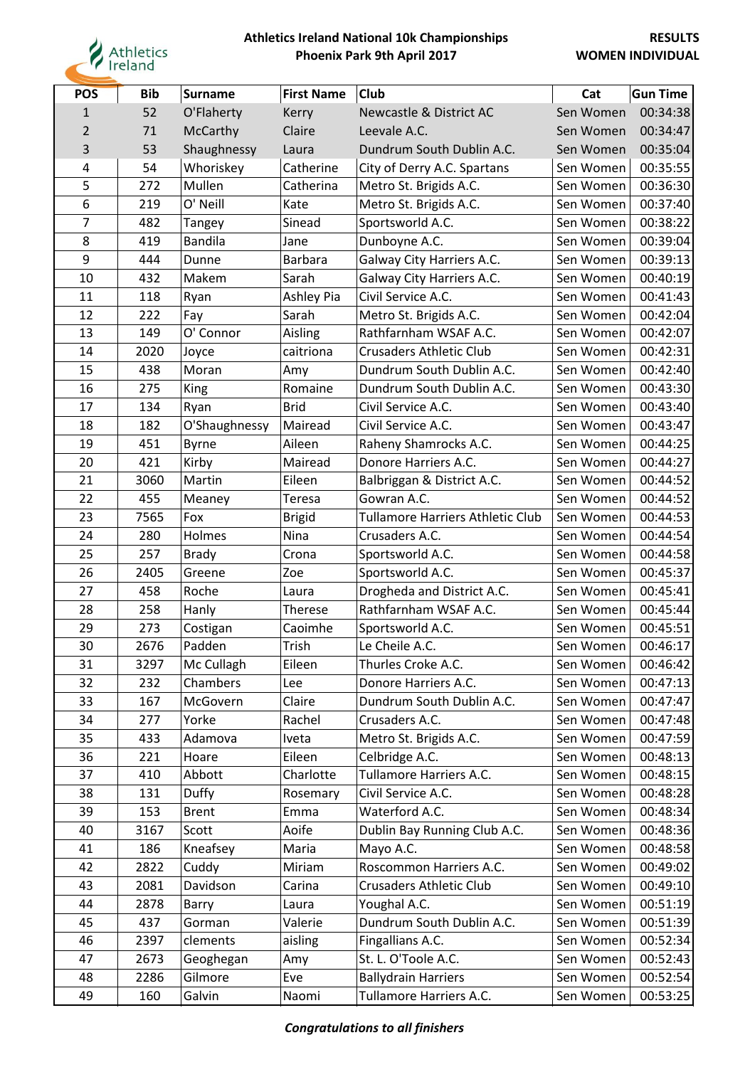# Athletics Ireland National 10k Championships
## Phoenix Park 9th April 2017

**RESULTS**
**WOMEN INDIVIDUAL**

| POS | Bib | Surname | First Name | Club | Cat | Gun Time |
|---|---|---|---|---|---|---|
| 1 | 52 | O'Flaherty | Kerry | Newcastle & District AC | Sen Women | 00:34:38 |
| 2 | 71 | McCarthy | Claire | Leevale A.C. | Sen Women | 00:34:47 |
| 3 | 53 | Shaughnessy | Laura | Dundrum South Dublin A.C. | Sen Women | 00:35:04 |
| 4 | 54 | Whoriskey | Catherine | City of Derry A.C. Spartans | Sen Women | 00:35:55 |
| 5 | 272 | Mullen | Catherina | Metro St. Brigids A.C. | Sen Women | 00:36:30 |
| 6 | 219 | O' Neill | Kate | Metro St. Brigids A.C. | Sen Women | 00:37:40 |
| 7 | 482 | Tangey | Sinead | Sportsworld A.C. | Sen Women | 00:38:22 |
| 8 | 419 | Bandila | Jane | Dunboyne A.C. | Sen Women | 00:39:04 |
| 9 | 444 | Dunne | Barbara | Galway City Harriers A.C. | Sen Women | 00:39:13 |
| 10 | 432 | Makem | Sarah | Galway City Harriers A.C. | Sen Women | 00:40:19 |
| 11 | 118 | Ryan | Ashley Pia | Civil Service A.C. | Sen Women | 00:41:43 |
| 12 | 222 | Fay | Sarah | Metro St. Brigids A.C. | Sen Women | 00:42:04 |
| 13 | 149 | O' Connor | Aisling | Rathfarnham WSAF A.C. | Sen Women | 00:42:07 |
| 14 | 2020 | Joyce | caitriona | Crusaders Athletic Club | Sen Women | 00:42:31 |
| 15 | 438 | Moran | Amy | Dundrum South Dublin A.C. | Sen Women | 00:42:40 |
| 16 | 275 | King | Romaine | Dundrum South Dublin A.C. | Sen Women | 00:43:30 |
| 17 | 134 | Ryan | Brid | Civil Service A.C. | Sen Women | 00:43:40 |
| 18 | 182 | O'Shaughnessy | Mairead | Civil Service A.C. | Sen Women | 00:43:47 |
| 19 | 451 | Byrne | Aileen | Raheny Shamrocks A.C. | Sen Women | 00:44:25 |
| 20 | 421 | Kirby | Mairead | Donore Harriers A.C. | Sen Women | 00:44:27 |
| 21 | 3060 | Martin | Eileen | Balbriggan & District A.C. | Sen Women | 00:44:52 |
| 22 | 455 | Meaney | Teresa | Gowran A.C. | Sen Women | 00:44:52 |
| 23 | 7565 | Fox | Brigid | Tullamore Harriers Athletic Club | Sen Women | 00:44:53 |
| 24 | 280 | Holmes | Nina | Crusaders A.C. | Sen Women | 00:44:54 |
| 25 | 257 | Brady | Crona | Sportsworld A.C. | Sen Women | 00:44:58 |
| 26 | 2405 | Greene | Zoe | Sportsworld A.C. | Sen Women | 00:45:37 |
| 27 | 458 | Roche | Laura | Drogheda and District A.C. | Sen Women | 00:45:41 |
| 28 | 258 | Hanly | Therese | Rathfarnham WSAF A.C. | Sen Women | 00:45:44 |
| 29 | 273 | Costigan | Caoimhe | Sportsworld A.C. | Sen Women | 00:45:51 |
| 30 | 2676 | Padden | Trish | Le Cheile A.C. | Sen Women | 00:46:17 |
| 31 | 3297 | Mc Cullagh | Eileen | Thurles Croke A.C. | Sen Women | 00:46:42 |
| 32 | 232 | Chambers | Lee | Donore Harriers A.C. | Sen Women | 00:47:13 |
| 33 | 167 | McGovern | Claire | Dundrum South Dublin A.C. | Sen Women | 00:47:47 |
| 34 | 277 | Yorke | Rachel | Crusaders A.C. | Sen Women | 00:47:48 |
| 35 | 433 | Adamova | Iveta | Metro St. Brigids A.C. | Sen Women | 00:47:59 |
| 36 | 221 | Hoare | Eileen | Celbridge A.C. | Sen Women | 00:48:13 |
| 37 | 410 | Abbott | Charlotte | Tullamore Harriers A.C. | Sen Women | 00:48:15 |
| 38 | 131 | Duffy | Rosemary | Civil Service A.C. | Sen Women | 00:48:28 |
| 39 | 153 | Brent | Emma | Waterford A.C. | Sen Women | 00:48:34 |
| 40 | 3167 | Scott | Aoife | Dublin Bay Running Club A.C. | Sen Women | 00:48:36 |
| 41 | 186 | Kneafsey | Maria | Mayo A.C. | Sen Women | 00:48:58 |
| 42 | 2822 | Cuddy | Miriam | Roscommon Harriers A.C. | Sen Women | 00:49:02 |
| 43 | 2081 | Davidson | Carina | Crusaders Athletic Club | Sen Women | 00:49:10 |
| 44 | 2878 | Barry | Laura | Youghal A.C. | Sen Women | 00:51:19 |
| 45 | 437 | Gorman | Valerie | Dundrum South Dublin A.C. | Sen Women | 00:51:39 |
| 46 | 2397 | clements | aisling | Fingallians A.C. | Sen Women | 00:52:34 |
| 47 | 2673 | Geoghegan | Amy | St. L. O'Toole A.C. | Sen Women | 00:52:43 |
| 48 | 2286 | Gilmore | Eve | Ballydrain Harriers | Sen Women | 00:52:54 |
| 49 | 160 | Galvin | Naomi | Tullamore Harriers A.C. | Sen Women | 00:53:25 |

***Congratulations to all finishers***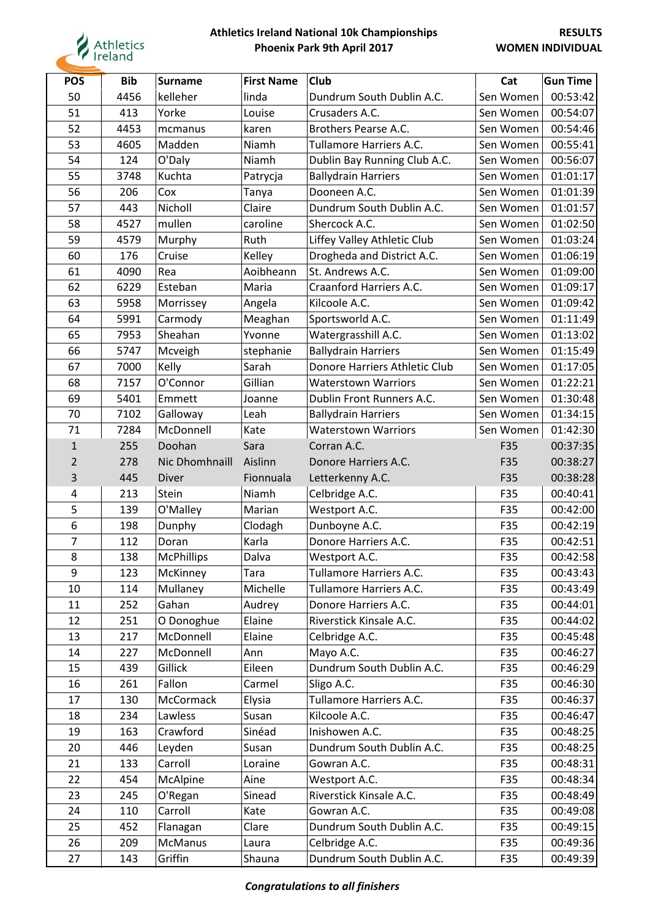# Athletics Ireland National 10k Championships
## Phoenix Park 9th April 2017

**RESULTS**
**WOMEN INDIVIDUAL**

| POS | Bib | Surname | First Name | Club | Cat | Gun Time |
|---|---|---|---|---|---|---|
| 50 | 4456 | kelleher | linda | Dundrum South Dublin A.C. | Sen Women | 00:53:42 |
| 51 | 413 | Yorke | Louise | Crusaders A.C. | Sen Women | 00:54:07 |
| 52 | 4453 | mcmanus | karen | Brothers Pearse A.C. | Sen Women | 00:54:46 |
| 53 | 4605 | Madden | Niamh | Tullamore Harriers A.C. | Sen Women | 00:55:41 |
| 54 | 124 | O'Daly | Niamh | Dublin Bay Running Club A.C. | Sen Women | 00:56:07 |
| 55 | 3748 | Kuchta | Patrycja | Ballydrain Harriers | Sen Women | 01:01:17 |
| 56 | 206 | Cox | Tanya | Dooneen A.C. | Sen Women | 01:01:39 |
| 57 | 443 | Nicholl | Claire | Dundrum South Dublin A.C. | Sen Women | 01:01:57 |
| 58 | 4527 | mullen | caroline | Shercock A.C. | Sen Women | 01:02:50 |
| 59 | 4579 | Murphy | Ruth | Liffey Valley Athletic Club | Sen Women | 01:03:24 |
| 60 | 176 | Cruise | Kelley | Drogheda and District A.C. | Sen Women | 01:06:19 |
| 61 | 4090 | Rea | Aoibheann | St. Andrews A.C. | Sen Women | 01:09:00 |
| 62 | 6229 | Esteban | Maria | Craanford Harriers A.C. | Sen Women | 01:09:17 |
| 63 | 5958 | Morrissey | Angela | Kilcoole A.C. | Sen Women | 01:09:42 |
| 64 | 5991 | Carmody | Meaghan | Sportsworld A.C. | Sen Women | 01:11:49 |
| 65 | 7953 | Sheahan | Yvonne | Watergrasshill A.C. | Sen Women | 01:13:02 |
| 66 | 5747 | Mcveigh | stephanie | Ballydrain Harriers | Sen Women | 01:15:49 |
| 67 | 7000 | Kelly | Sarah | Donore Harriers Athletic Club | Sen Women | 01:17:05 |
| 68 | 7157 | O'Connor | Gillian | Waterstown Warriors | Sen Women | 01:22:21 |
| 69 | 5401 | Emmett | Joanne | Dublin Front Runners A.C. | Sen Women | 01:30:48 |
| 70 | 7102 | Galloway | Leah | Ballydrain Harriers | Sen Women | 01:34:15 |
| 71 | 7284 | McDonnell | Kate | Waterstown Warriors | Sen Women | 01:42:30 |
| 1 | 255 | Doohan | Sara | Corran A.C. | F35 | 00:37:35 |
| 2 | 278 | Nic Dhomhnaill | Aislinn | Donore Harriers A.C. | F35 | 00:38:27 |
| 3 | 445 | Diver | Fionnuala | Letterkenny A.C. | F35 | 00:38:28 |
| 4 | 213 | Stein | Niamh | Celbridge A.C. | F35 | 00:40:41 |
| 5 | 139 | O'Malley | Marian | Westport A.C. | F35 | 00:42:00 |
| 6 | 198 | Dunphy | Clodagh | Dunboyne A.C. | F35 | 00:42:19 |
| 7 | 112 | Doran | Karla | Donore Harriers A.C. | F35 | 00:42:51 |
| 8 | 138 | McPhillips | Dalva | Westport A.C. | F35 | 00:42:58 |
| 9 | 123 | McKinney | Tara | Tullamore Harriers A.C. | F35 | 00:43:43 |
| 10 | 114 | Mullaney | Michelle | Tullamore Harriers A.C. | F35 | 00:43:49 |
| 11 | 252 | Gahan | Audrey | Donore Harriers A.C. | F35 | 00:44:01 |
| 12 | 251 | O Donoghue | Elaine | Riverstick Kinsale A.C. | F35 | 00:44:02 |
| 13 | 217 | McDonnell | Elaine | Celbridge A.C. | F35 | 00:45:48 |
| 14 | 227 | McDonnell | Ann | Mayo A.C. | F35 | 00:46:27 |
| 15 | 439 | Gillick | Eileen | Dundrum South Dublin A.C. | F35 | 00:46:29 |
| 16 | 261 | Fallon | Carmel | Sligo A.C. | F35 | 00:46:30 |
| 17 | 130 | McCormack | Elysia | Tullamore Harriers A.C. | F35 | 00:46:37 |
| 18 | 234 | Lawless | Susan | Kilcoole A.C. | F35 | 00:46:47 |
| 19 | 163 | Crawford | Sinéad | Inishowen A.C. | F35 | 00:48:25 |
| 20 | 446 | Leyden | Susan | Dundrum South Dublin A.C. | F35 | 00:48:25 |
| 21 | 133 | Carroll | Loraine | Gowran A.C. | F35 | 00:48:31 |
| 22 | 454 | McAlpine | Aine | Westport A.C. | F35 | 00:48:34 |
| 23 | 245 | O'Regan | Sinead | Riverstick Kinsale A.C. | F35 | 00:48:49 |
| 24 | 110 | Carroll | Kate | Gowran A.C. | F35 | 00:49:08 |
| 25 | 452 | Flanagan | Clare | Dundrum South Dublin A.C. | F35 | 00:49:15 |
| 26 | 209 | McManus | Laura | Celbridge A.C. | F35 | 00:49:36 |
| 27 | 143 | Griffin | Shauna | Dundrum South Dublin A.C. | F35 | 00:49:39 |

*Congratulations to all finishers*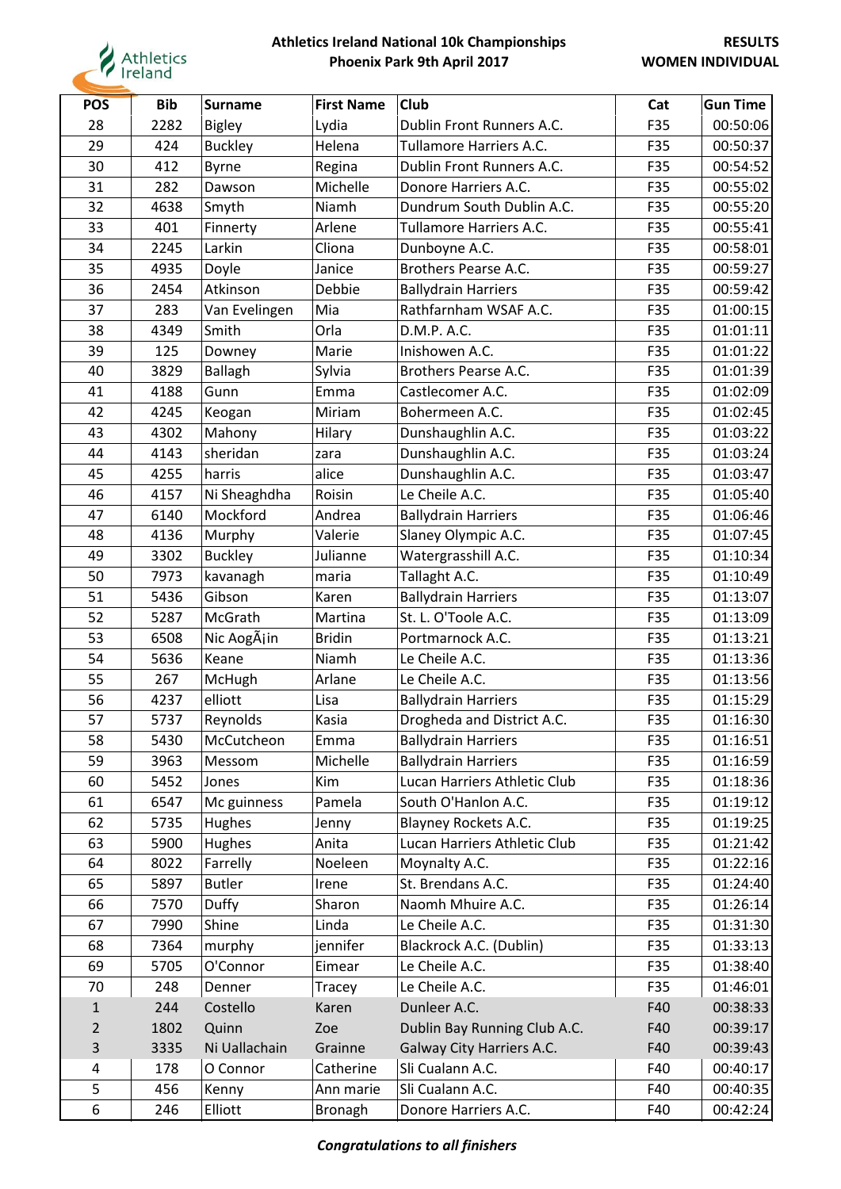**Athletics Ireland National 10k Championships**
**Phoenix Park 9th April 2017**

**RESULTS**
**WOMEN INDIVIDUAL**

| POS | Bib | Surname | First Name | Club | Cat | Gun Time |
|---|---|---|---|---|---|---|
| 28 | 2282 | Bigley | Lydia | Dublin Front Runners A.C. | F35 | 00:50:06 |
| 29 | 424 | Buckley | Helena | Tullamore Harriers A.C. | F35 | 00:50:37 |
| 30 | 412 | Byrne | Regina | Dublin Front Runners A.C. | F35 | 00:54:52 |
| 31 | 282 | Dawson | Michelle | Donore Harriers A.C. | F35 | 00:55:02 |
| 32 | 4638 | Smyth | Niamh | Dundrum South Dublin A.C. | F35 | 00:55:20 |
| 33 | 401 | Finnerty | Arlene | Tullamore Harriers A.C. | F35 | 00:55:41 |
| 34 | 2245 | Larkin | Cliona | Dunboyne A.C. | F35 | 00:58:01 |
| 35 | 4935 | Doyle | Janice | Brothers Pearse A.C. | F35 | 00:59:27 |
| 36 | 2454 | Atkinson | Debbie | Ballydrain Harriers | F35 | 00:59:42 |
| 37 | 283 | Van Evelingen | Mia | Rathfarnham WSAF A.C. | F35 | 01:00:15 |
| 38 | 4349 | Smith | Orla | D.M.P. A.C. | F35 | 01:01:11 |
| 39 | 125 | Downey | Marie | Inishowen A.C. | F35 | 01:01:22 |
| 40 | 3829 | Ballagh | Sylvia | Brothers Pearse A.C. | F35 | 01:01:39 |
| 41 | 4188 | Gunn | Emma | Castlecomer A.C. | F35 | 01:02:09 |
| 42 | 4245 | Keogan | Miriam | Bohermeen A.C. | F35 | 01:02:45 |
| 43 | 4302 | Mahony | Hilary | Dunshaughlin A.C. | F35 | 01:03:22 |
| 44 | 4143 | sheridan | zara | Dunshaughlin A.C. | F35 | 01:03:24 |
| 45 | 4255 | harris | alice | Dunshaughlin A.C. | F35 | 01:03:47 |
| 46 | 4157 | Ni Sheaghdha | Roisin | Le Cheile A.C. | F35 | 01:05:40 |
| 47 | 6140 | Mockford | Andrea | Ballydrain Harriers | F35 | 01:06:46 |
| 48 | 4136 | Murphy | Valerie | Slaney Olympic A.C. | F35 | 01:07:45 |
| 49 | 3302 | Buckley | Julianne | Watergrasshill A.C. | F35 | 01:10:34 |
| 50 | 7973 | kavanagh | maria | Tallaght A.C. | F35 | 01:10:49 |
| 51 | 5436 | Gibson | Karen | Ballydrain Harriers | F35 | 01:13:07 |
| 52 | 5287 | McGrath | Martina | St. L. O'Toole A.C. | F35 | 01:13:09 |
| 53 | 6508 | Nic AogÃ¡in | Bridin | Portmarnock A.C. | F35 | 01:13:21 |
| 54 | 5636 | Keane | Niamh | Le Cheile A.C. | F35 | 01:13:36 |
| 55 | 267 | McHugh | Arlane | Le Cheile A.C. | F35 | 01:13:56 |
| 56 | 4237 | elliott | Lisa | Ballydrain Harriers | F35 | 01:15:29 |
| 57 | 5737 | Reynolds | Kasia | Drogheda and District A.C. | F35 | 01:16:30 |
| 58 | 5430 | McCutcheon | Emma | Ballydrain Harriers | F35 | 01:16:51 |
| 59 | 3963 | Messom | Michelle | Ballydrain Harriers | F35 | 01:16:59 |
| 60 | 5452 | Jones | Kim | Lucan Harriers Athletic Club | F35 | 01:18:36 |
| 61 | 6547 | Mc guinness | Pamela | South O'Hanlon A.C. | F35 | 01:19:12 |
| 62 | 5735 | Hughes | Jenny | Blayney Rockets A.C. | F35 | 01:19:25 |
| 63 | 5900 | Hughes | Anita | Lucan Harriers Athletic Club | F35 | 01:21:42 |
| 64 | 8022 | Farrelly | Noeleen | Moynalty A.C. | F35 | 01:22:16 |
| 65 | 5897 | Butler | Irene | St. Brendans A.C. | F35 | 01:24:40 |
| 66 | 7570 | Duffy | Sharon | Naomh Mhuire A.C. | F35 | 01:26:14 |
| 67 | 7990 | Shine | Linda | Le Cheile A.C. | F35 | 01:31:30 |
| 68 | 7364 | murphy | jennifer | Blackrock A.C. (Dublin) | F35 | 01:33:13 |
| 69 | 5705 | O'Connor | Eimear | Le Cheile A.C. | F35 | 01:38:40 |
| 70 | 248 | Denner | Tracey | Le Cheile A.C. | F35 | 01:46:01 |
| 1 | 244 | Costello | Karen | Dunleer A.C. | F40 | 00:38:33 |
| 2 | 1802 | Quinn | Zoe | Dublin Bay Running Club A.C. | F40 | 00:39:17 |
| 3 | 3335 | Ni Uallachain | Grainne | Galway City Harriers A.C. | F40 | 00:39:43 |
| 4 | 178 | O Connor | Catherine | Sli Cualann A.C. | F40 | 00:40:17 |
| 5 | 456 | Kenny | Ann marie | Sli Cualann A.C. | F40 | 00:40:35 |
| 6 | 246 | Elliott | Bronagh | Donore Harriers A.C. | F40 | 00:42:24 |

***Congratulations to all finishers***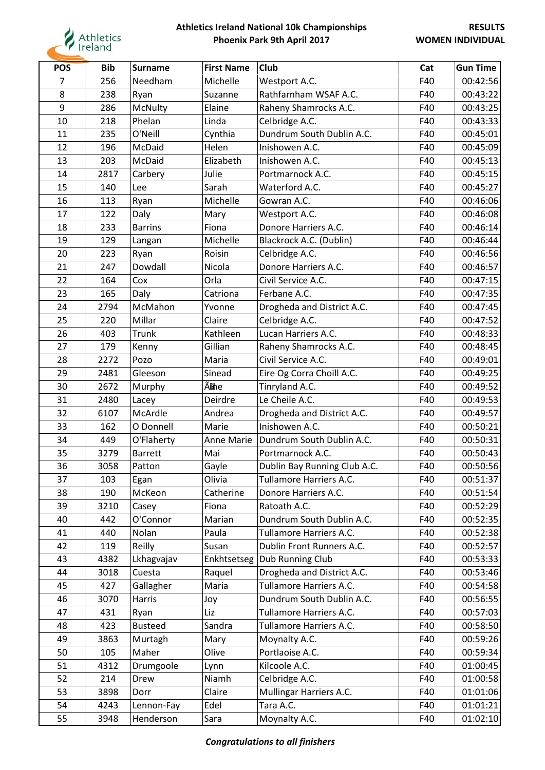**Athletics Ireland National 10k Championships**
**Phoenix Park 9th April 2017**

**RESULTS**
**WOMEN INDIVIDUAL**

| POS | Bib | Surname | First Name | Club | Cat | Gun Time |
|---|---|---|---|---|---|---|
| 7 | 256 | Needham | Michelle | Westport A.C. | F40 | 00:42:56 |
| 8 | 238 | Ryan | Suzanne | Rathfarnham WSAF A.C. | F40 | 00:43:22 |
| 9 | 286 | McNulty | Elaine | Raheny Shamrocks A.C. | F40 | 00:43:25 |
| 10 | 218 | Phelan | Linda | Celbridge A.C. | F40 | 00:43:33 |
| 11 | 235 | O'Neill | Cynthia | Dundrum South Dublin A.C. | F40 | 00:45:01 |
| 12 | 196 | McDaid | Helen | Inishowen A.C. | F40 | 00:45:09 |
| 13 | 203 | McDaid | Elizabeth | Inishowen A.C. | F40 | 00:45:13 |
| 14 | 2817 | Carbery | Julie | Portmarnock A.C. | F40 | 00:45:15 |
| 15 | 140 | Lee | Sarah | Waterford A.C. | F40 | 00:45:27 |
| 16 | 113 | Ryan | Michelle | Gowran A.C. | F40 | 00:46:06 |
| 17 | 122 | Daly | Mary | Westport A.C. | F40 | 00:46:08 |
| 18 | 233 | Barrins | Fiona | Donore Harriers A.C. | F40 | 00:46:14 |
| 19 | 129 | Langan | Michelle | Blackrock A.C. (Dublin) | F40 | 00:46:44 |
| 20 | 223 | Ryan | Roisin | Celbridge A.C. | F40 | 00:46:56 |
| 21 | 247 | Dowdall | Nicola | Donore Harriers A.C. | F40 | 00:46:57 |
| 22 | 164 | Cox | Orla | Civil Service A.C. | F40 | 00:47:15 |
| 23 | 165 | Daly | Catriona | Ferbane A.C. | F40 | 00:47:35 |
| 24 | 2794 | McMahon | Yvonne | Drogheda and District A.C. | F40 | 00:47:45 |
| 25 | 220 | Millar | Claire | Celbridge A.C. | F40 | 00:47:52 |
| 26 | 403 | Trunk | Kathleen | Lucan Harriers A.C. | F40 | 00:48:33 |
| 27 | 179 | Kenny | Gillian | Raheny Shamrocks A.C. | F40 | 00:48:45 |
| 28 | 2272 | Pozo | Maria | Civil Service A.C. | F40 | 00:49:01 |
| 29 | 2481 | Gleeson | Sinead | Eire Og Corra Choill A.C. | F40 | 00:49:25 |
| 30 | 2672 | Murphy | Ãne | Tinryland A.C. | F40 | 00:49:52 |
| 31 | 2480 | Lacey | Deirdre | Le Cheile A.C. | F40 | 00:49:53 |
| 32 | 6107 | McArdle | Andrea | Drogheda and District A.C. | F40 | 00:49:57 |
| 33 | 162 | O Donnell | Marie | Inishowen A.C. | F40 | 00:50:21 |
| 34 | 449 | O'Flaherty | Anne Marie | Dundrum South Dublin A.C. | F40 | 00:50:31 |
| 35 | 3279 | Barrett | Mai | Portmarnock A.C. | F40 | 00:50:43 |
| 36 | 3058 | Patton | Gayle | Dublin Bay Running Club A.C. | F40 | 00:50:56 |
| 37 | 103 | Egan | Olivia | Tullamore Harriers A.C. | F40 | 00:51:37 |
| 38 | 190 | McKeon | Catherine | Donore Harriers A.C. | F40 | 00:51:54 |
| 39 | 3210 | Casey | Fiona | Ratoath A.C. | F40 | 00:52:29 |
| 40 | 442 | O'Connor | Marian | Dundrum South Dublin A.C. | F40 | 00:52:35 |
| 41 | 440 | Nolan | Paula | Tullamore Harriers A.C. | F40 | 00:52:38 |
| 42 | 119 | Reilly | Susan | Dublin Front Runners A.C. | F40 | 00:52:57 |
| 43 | 4382 | Lkhagvajav | Enkhtsetseg | Dub Running Club | F40 | 00:53:33 |
| 44 | 3018 | Cuesta | Raquel | Drogheda and District A.C. | F40 | 00:53:46 |
| 45 | 427 | Gallagher | Maria | Tullamore Harriers A.C. | F40 | 00:54:58 |
| 46 | 3070 | Harris | Joy | Dundrum South Dublin A.C. | F40 | 00:56:55 |
| 47 | 431 | Ryan | Liz | Tullamore Harriers A.C. | F40 | 00:57:03 |
| 48 | 423 | Busteed | Sandra | Tullamore Harriers A.C. | F40 | 00:58:50 |
| 49 | 3863 | Murtagh | Mary | Moynalty A.C. | F40 | 00:59:26 |
| 50 | 105 | Maher | Olive | Portlaoise A.C. | F40 | 00:59:34 |
| 51 | 4312 | Drumgoole | Lynn | Kilcoole A.C. | F40 | 01:00:45 |
| 52 | 214 | Drew | Niamh | Celbridge A.C. | F40 | 01:00:58 |
| 53 | 3898 | Dorr | Claire | Mullingar Harriers A.C. | F40 | 01:01:06 |
| 54 | 4243 | Lennon-Fay | Edel | Tara A.C. | F40 | 01:01:21 |
| 55 | 3948 | Henderson | Sara | Moynalty A.C. | F40 | 01:02:10 |

***Congratulations to all finishers***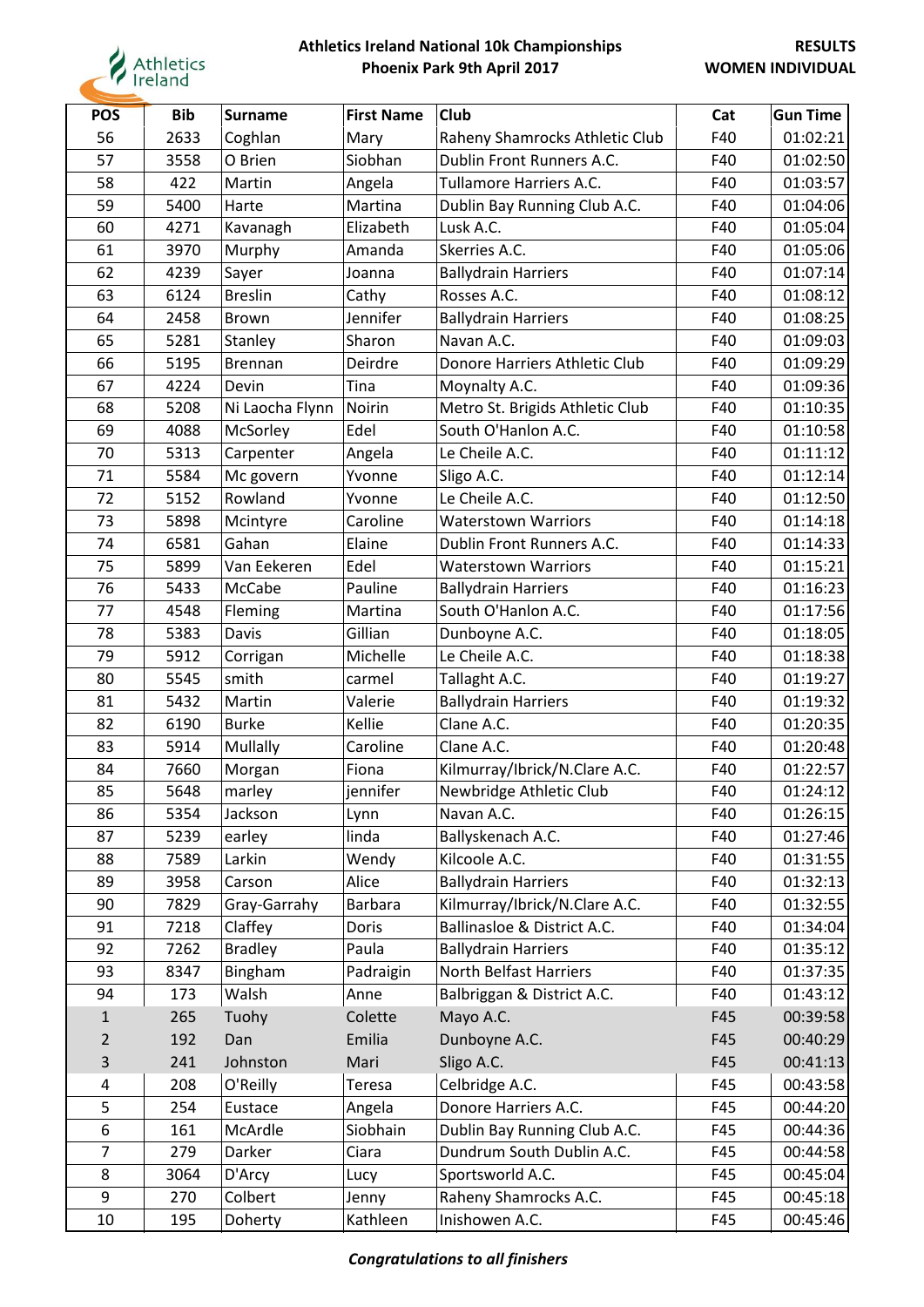**Athletics Ireland National 10k Championships**
**Phoenix Park 9th April 2017**

**RESULTS**
**WOMEN INDIVIDUAL**

| POS | Bib | Surname | First Name | Club | Cat | Gun Time |
|---|---|---|---|---|---|---|
| 56 | 2633 | Coghlan | Mary | Raheny Shamrocks Athletic Club | F40 | 01:02:21 |
| 57 | 3558 | O Brien | Siobhan | Dublin Front Runners A.C. | F40 | 01:02:50 |
| 58 | 422 | Martin | Angela | Tullamore Harriers A.C. | F40 | 01:03:57 |
| 59 | 5400 | Harte | Martina | Dublin Bay Running Club A.C. | F40 | 01:04:06 |
| 60 | 4271 | Kavanagh | Elizabeth | Lusk A.C. | F40 | 01:05:04 |
| 61 | 3970 | Murphy | Amanda | Skerries A.C. | F40 | 01:05:06 |
| 62 | 4239 | Sayer | Joanna | Ballydrain Harriers | F40 | 01:07:14 |
| 63 | 6124 | Breslin | Cathy | Rosses A.C. | F40 | 01:08:12 |
| 64 | 2458 | Brown | Jennifer | Ballydrain Harriers | F40 | 01:08:25 |
| 65 | 5281 | Stanley | Sharon | Navan A.C. | F40 | 01:09:03 |
| 66 | 5195 | Brennan | Deirdre | Donore Harriers Athletic Club | F40 | 01:09:29 |
| 67 | 4224 | Devin | Tina | Moynalty A.C. | F40 | 01:09:36 |
| 68 | 5208 | Ni Laocha Flynn | Noirin | Metro St. Brigids Athletic Club | F40 | 01:10:35 |
| 69 | 4088 | McSorley | Edel | South O'Hanlon A.C. | F40 | 01:10:58 |
| 70 | 5313 | Carpenter | Angela | Le Cheile A.C. | F40 | 01:11:12 |
| 71 | 5584 | Mc govern | Yvonne | Sligo A.C. | F40 | 01:12:14 |
| 72 | 5152 | Rowland | Yvonne | Le Cheile A.C. | F40 | 01:12:50 |
| 73 | 5898 | Mcintyre | Caroline | Waterstown Warriors | F40 | 01:14:18 |
| 74 | 6581 | Gahan | Elaine | Dublin Front Runners A.C. | F40 | 01:14:33 |
| 75 | 5899 | Van Eekeren | Edel | Waterstown Warriors | F40 | 01:15:21 |
| 76 | 5433 | McCabe | Pauline | Ballydrain Harriers | F40 | 01:16:23 |
| 77 | 4548 | Fleming | Martina | South O'Hanlon A.C. | F40 | 01:17:56 |
| 78 | 5383 | Davis | Gillian | Dunboyne A.C. | F40 | 01:18:05 |
| 79 | 5912 | Corrigan | Michelle | Le Cheile A.C. | F40 | 01:18:38 |
| 80 | 5545 | smith | carmel | Tallaght A.C. | F40 | 01:19:27 |
| 81 | 5432 | Martin | Valerie | Ballydrain Harriers | F40 | 01:19:32 |
| 82 | 6190 | Burke | Kellie | Clane A.C. | F40 | 01:20:35 |
| 83 | 5914 | Mullally | Caroline | Clane A.C. | F40 | 01:20:48 |
| 84 | 7660 | Morgan | Fiona | Kilmurray/Ibrick/N.Clare A.C. | F40 | 01:22:57 |
| 85 | 5648 | marley | jennifer | Newbridge Athletic Club | F40 | 01:24:12 |
| 86 | 5354 | Jackson | Lynn | Navan A.C. | F40 | 01:26:15 |
| 87 | 5239 | earley | linda | Ballyskenach A.C. | F40 | 01:27:46 |
| 88 | 7589 | Larkin | Wendy | Kilcoole A.C. | F40 | 01:31:55 |
| 89 | 3958 | Carson | Alice | Ballydrain Harriers | F40 | 01:32:13 |
| 90 | 7829 | Gray-Garrahy | Barbara | Kilmurray/Ibrick/N.Clare A.C. | F40 | 01:32:55 |
| 91 | 7218 | Claffey | Doris | Ballinasloe & District A.C. | F40 | 01:34:04 |
| 92 | 7262 | Bradley | Paula | Ballydrain Harriers | F40 | 01:35:12 |
| 93 | 8347 | Bingham | Padraigin | North Belfast Harriers | F40 | 01:37:35 |
| 94 | 173 | Walsh | Anne | Balbriggan & District A.C. | F40 | 01:43:12 |
| 1 | 265 | Tuohy | Colette | Mayo A.C. | F45 | 00:39:58 |
| 2 | 192 | Dan | Emilia | Dunboyne A.C. | F45 | 00:40:29 |
| 3 | 241 | Johnston | Mari | Sligo A.C. | F45 | 00:41:13 |
| 4 | 208 | O'Reilly | Teresa | Celbridge A.C. | F45 | 00:43:58 |
| 5 | 254 | Eustace | Angela | Donore Harriers A.C. | F45 | 00:44:20 |
| 6 | 161 | McArdle | Siobhain | Dublin Bay Running Club A.C. | F45 | 00:44:36 |
| 7 | 279 | Darker | Ciara | Dundrum South Dublin A.C. | F45 | 00:44:58 |
| 8 | 3064 | D'Arcy | Lucy | Sportsworld A.C. | F45 | 00:45:04 |
| 9 | 270 | Colbert | Jenny | Raheny Shamrocks A.C. | F45 | 00:45:18 |
| 10 | 195 | Doherty | Kathleen | Inishowen A.C. | F45 | 00:45:46 |

***Congratulations to all finishers***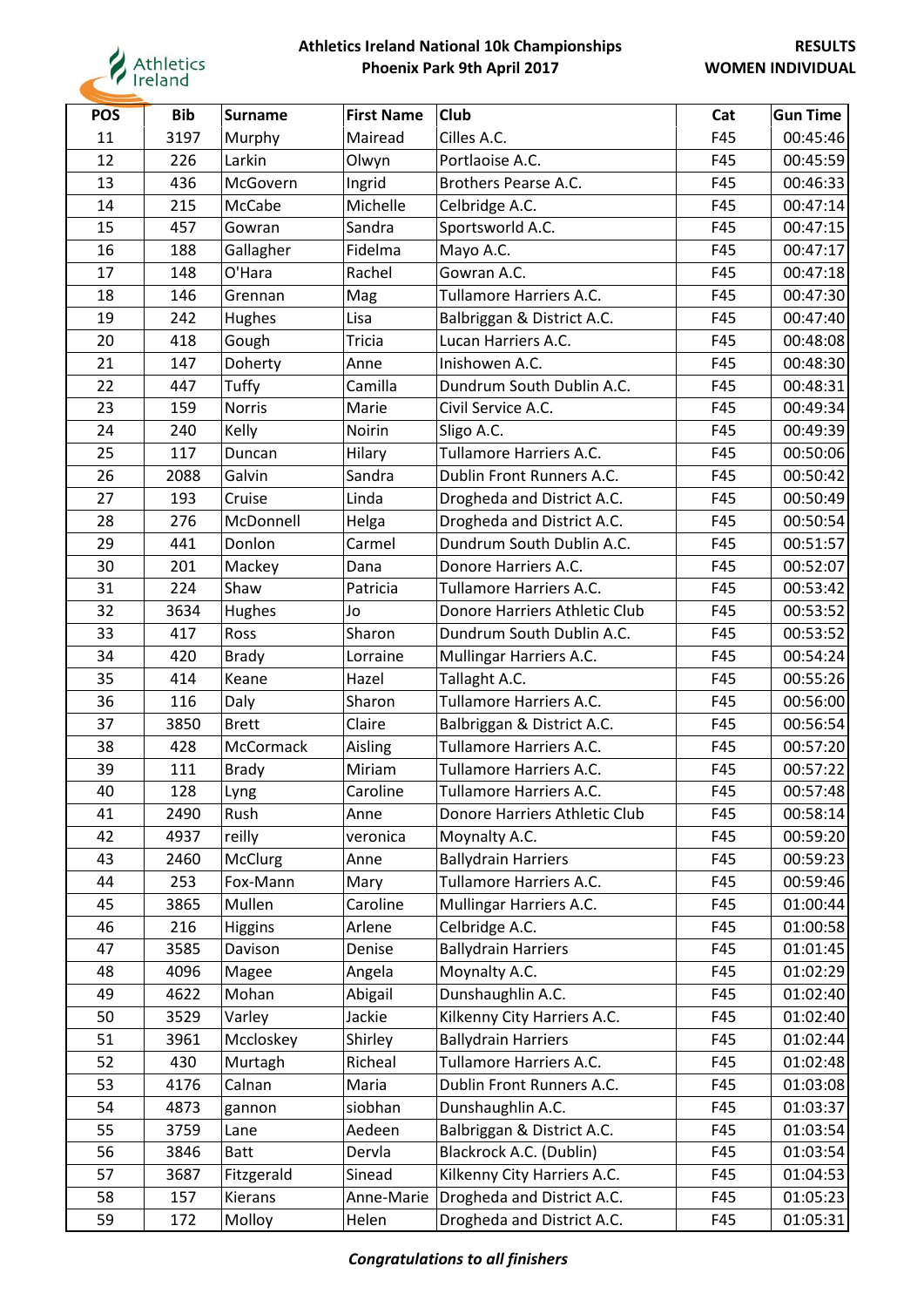# Athletics Ireland National 10k Championships
## Phoenix Park 9th April 2017

**RESULTS**
**WOMEN INDIVIDUAL**

| POS | Bib | Surname | First Name | Club | Cat | Gun Time |
|---|---|---|---|---|---|---|
| 11 | 3197 | Murphy | Mairead | Cilles A.C. | F45 | 00:45:46 |
| 12 | 226 | Larkin | Olwyn | Portlaoise A.C. | F45 | 00:45:59 |
| 13 | 436 | McGovern | Ingrid | Brothers Pearse A.C. | F45 | 00:46:33 |
| 14 | 215 | McCabe | Michelle | Celbridge A.C. | F45 | 00:47:14 |
| 15 | 457 | Gowran | Sandra | Sportsworld A.C. | F45 | 00:47:15 |
| 16 | 188 | Gallagher | Fidelma | Mayo A.C. | F45 | 00:47:17 |
| 17 | 148 | O'Hara | Rachel | Gowran A.C. | F45 | 00:47:18 |
| 18 | 146 | Grennan | Mag | Tullamore Harriers A.C. | F45 | 00:47:30 |
| 19 | 242 | Hughes | Lisa | Balbriggan & District A.C. | F45 | 00:47:40 |
| 20 | 418 | Gough | Tricia | Lucan Harriers A.C. | F45 | 00:48:08 |
| 21 | 147 | Doherty | Anne | Inishowen A.C. | F45 | 00:48:30 |
| 22 | 447 | Tuffy | Camilla | Dundrum South Dublin A.C. | F45 | 00:48:31 |
| 23 | 159 | Norris | Marie | Civil Service A.C. | F45 | 00:49:34 |
| 24 | 240 | Kelly | Noirin | Sligo A.C. | F45 | 00:49:39 |
| 25 | 117 | Duncan | Hilary | Tullamore Harriers A.C. | F45 | 00:50:06 |
| 26 | 2088 | Galvin | Sandra | Dublin Front Runners A.C. | F45 | 00:50:42 |
| 27 | 193 | Cruise | Linda | Drogheda and District A.C. | F45 | 00:50:49 |
| 28 | 276 | McDonnell | Helga | Drogheda and District A.C. | F45 | 00:50:54 |
| 29 | 441 | Donlon | Carmel | Dundrum South Dublin A.C. | F45 | 00:51:57 |
| 30 | 201 | Mackey | Dana | Donore Harriers A.C. | F45 | 00:52:07 |
| 31 | 224 | Shaw | Patricia | Tullamore Harriers A.C. | F45 | 00:53:42 |
| 32 | 3634 | Hughes | Jo | Donore Harriers Athletic Club | F45 | 00:53:52 |
| 33 | 417 | Ross | Sharon | Dundrum South Dublin A.C. | F45 | 00:53:52 |
| 34 | 420 | Brady | Lorraine | Mullingar Harriers A.C. | F45 | 00:54:24 |
| 35 | 414 | Keane | Hazel | Tallaght A.C. | F45 | 00:55:26 |
| 36 | 116 | Daly | Sharon | Tullamore Harriers A.C. | F45 | 00:56:00 |
| 37 | 3850 | Brett | Claire | Balbriggan & District A.C. | F45 | 00:56:54 |
| 38 | 428 | McCormack | Aisling | Tullamore Harriers A.C. | F45 | 00:57:20 |
| 39 | 111 | Brady | Miriam | Tullamore Harriers A.C. | F45 | 00:57:22 |
| 40 | 128 | Lyng | Caroline | Tullamore Harriers A.C. | F45 | 00:57:48 |
| 41 | 2490 | Rush | Anne | Donore Harriers Athletic Club | F45 | 00:58:14 |
| 42 | 4937 | reilly | veronica | Moynalty A.C. | F45 | 00:59:20 |
| 43 | 2460 | McClurg | Anne | Ballydrain Harriers | F45 | 00:59:23 |
| 44 | 253 | Fox-Mann | Mary | Tullamore Harriers A.C. | F45 | 00:59:46 |
| 45 | 3865 | Mullen | Caroline | Mullingar Harriers A.C. | F45 | 01:00:44 |
| 46 | 216 | Higgins | Arlene | Celbridge A.C. | F45 | 01:00:58 |
| 47 | 3585 | Davison | Denise | Ballydrain Harriers | F45 | 01:01:45 |
| 48 | 4096 | Magee | Angela | Moynalty A.C. | F45 | 01:02:29 |
| 49 | 4622 | Mohan | Abigail | Dunshaughlin A.C. | F45 | 01:02:40 |
| 50 | 3529 | Varley | Jackie | Kilkenny City Harriers A.C. | F45 | 01:02:40 |
| 51 | 3961 | Mccloskey | Shirley | Ballydrain Harriers | F45 | 01:02:44 |
| 52 | 430 | Murtagh | Richeal | Tullamore Harriers A.C. | F45 | 01:02:48 |
| 53 | 4176 | Calnan | Maria | Dublin Front Runners A.C. | F45 | 01:03:08 |
| 54 | 4873 | gannon | siobhan | Dunshaughlin A.C. | F45 | 01:03:37 |
| 55 | 3759 | Lane | Aedeen | Balbriggan & District A.C. | F45 | 01:03:54 |
| 56 | 3846 | Batt | Dervla | Blackrock A.C. (Dublin) | F45 | 01:03:54 |
| 57 | 3687 | Fitzgerald | Sinead | Kilkenny City Harriers A.C. | F45 | 01:04:53 |
| 58 | 157 | Kierans | Anne-Marie | Drogheda and District A.C. | F45 | 01:05:23 |
| 59 | 172 | Molloy | Helen | Drogheda and District A.C. | F45 | 01:05:31 |

***Congratulations to all finishers***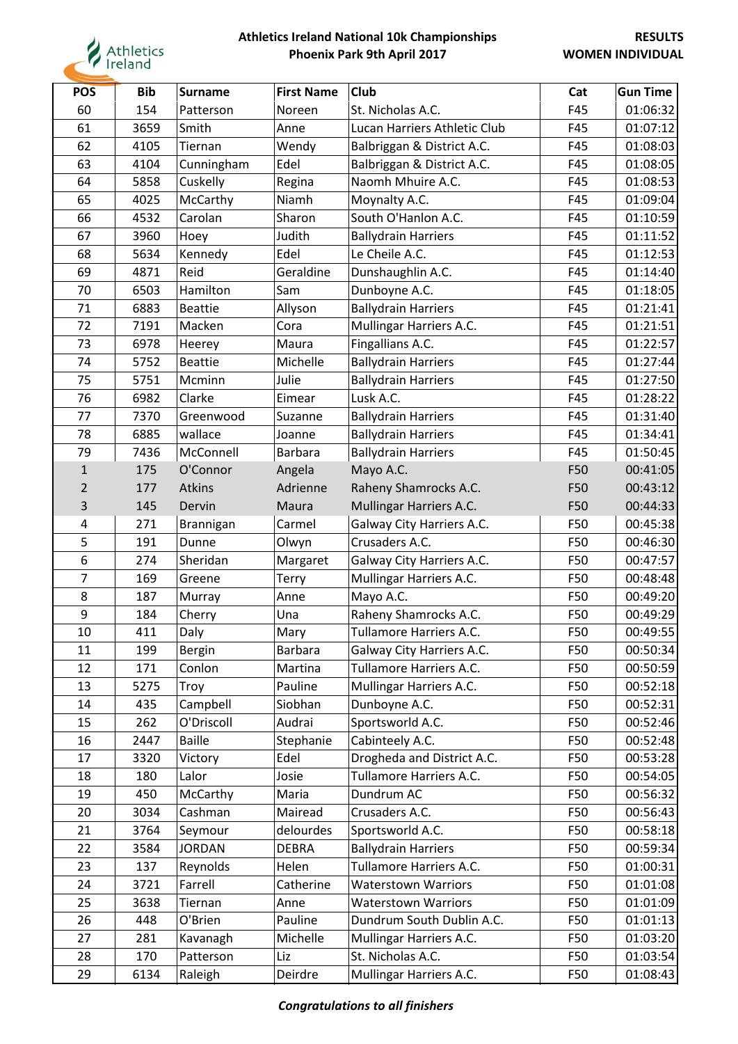# Athletics Ireland National 10k Championships
## Phoenix Park 9th April 2017

**RESULTS**
**WOMEN INDIVIDUAL**

| POS | Bib | Surname | First Name | Club | Cat | Gun Time |
|---|---|---|---|---|---|---|
| 60 | 154 | Patterson | Noreen | St. Nicholas A.C. | F45 | 01:06:32 |
| 61 | 3659 | Smith | Anne | Lucan Harriers Athletic Club | F45 | 01:07:12 |
| 62 | 4105 | Tiernan | Wendy | Balbriggan & District A.C. | F45 | 01:08:03 |
| 63 | 4104 | Cunningham | Edel | Balbriggan & District A.C. | F45 | 01:08:05 |
| 64 | 5858 | Cuskelly | Regina | Naomh Mhuire A.C. | F45 | 01:08:53 |
| 65 | 4025 | McCarthy | Niamh | Moynalty A.C. | F45 | 01:09:04 |
| 66 | 4532 | Carolan | Sharon | South O'Hanlon A.C. | F45 | 01:10:59 |
| 67 | 3960 | Hoey | Judith | Ballydrain Harriers | F45 | 01:11:52 |
| 68 | 5634 | Kennedy | Edel | Le Cheile A.C. | F45 | 01:12:53 |
| 69 | 4871 | Reid | Geraldine | Dunshaughlin A.C. | F45 | 01:14:40 |
| 70 | 6503 | Hamilton | Sam | Dunboyne A.C. | F45 | 01:18:05 |
| 71 | 6883 | Beattie | Allyson | Ballydrain Harriers | F45 | 01:21:41 |
| 72 | 7191 | Macken | Cora | Mullingar Harriers A.C. | F45 | 01:21:51 |
| 73 | 6978 | Heerey | Maura | Fingallians A.C. | F45 | 01:22:57 |
| 74 | 5752 | Beattie | Michelle | Ballydrain Harriers | F45 | 01:27:44 |
| 75 | 5751 | Mcminn | Julie | Ballydrain Harriers | F45 | 01:27:50 |
| 76 | 6982 | Clarke | Eimear | Lusk A.C. | F45 | 01:28:22 |
| 77 | 7370 | Greenwood | Suzanne | Ballydrain Harriers | F45 | 01:31:40 |
| 78 | 6885 | wallace | Joanne | Ballydrain Harriers | F45 | 01:34:41 |
| 79 | 7436 | McConnell | Barbara | Ballydrain Harriers | F45 | 01:50:45 |
| 1 | 175 | O'Connor | Angela | Mayo A.C. | F50 | 00:41:05 |
| 2 | 177 | Atkins | Adrienne | Raheny Shamrocks A.C. | F50 | 00:43:12 |
| 3 | 145 | Dervin | Maura | Mullingar Harriers A.C. | F50 | 00:44:33 |
| 4 | 271 | Brannigan | Carmel | Galway City Harriers A.C. | F50 | 00:45:38 |
| 5 | 191 | Dunne | Olwyn | Crusaders A.C. | F50 | 00:46:30 |
| 6 | 274 | Sheridan | Margaret | Galway City Harriers A.C. | F50 | 00:47:57 |
| 7 | 169 | Greene | Terry | Mullingar Harriers A.C. | F50 | 00:48:48 |
| 8 | 187 | Murray | Anne | Mayo A.C. | F50 | 00:49:20 |
| 9 | 184 | Cherry | Una | Raheny Shamrocks A.C. | F50 | 00:49:29 |
| 10 | 411 | Daly | Mary | Tullamore Harriers A.C. | F50 | 00:49:55 |
| 11 | 199 | Bergin | Barbara | Galway City Harriers A.C. | F50 | 00:50:34 |
| 12 | 171 | Conlon | Martina | Tullamore Harriers A.C. | F50 | 00:50:59 |
| 13 | 5275 | Troy | Pauline | Mullingar Harriers A.C. | F50 | 00:52:18 |
| 14 | 435 | Campbell | Siobhan | Dunboyne A.C. | F50 | 00:52:31 |
| 15 | 262 | O'Driscoll | Audrai | Sportsworld A.C. | F50 | 00:52:46 |
| 16 | 2447 | Baille | Stephanie | Cabinteely A.C. | F50 | 00:52:48 |
| 17 | 3320 | Victory | Edel | Drogheda and District A.C. | F50 | 00:53:28 |
| 18 | 180 | Lalor | Josie | Tullamore Harriers A.C. | F50 | 00:54:05 |
| 19 | 450 | McCarthy | Maria | Dundrum AC | F50 | 00:56:32 |
| 20 | 3034 | Cashman | Mairead | Crusaders A.C. | F50 | 00:56:43 |
| 21 | 3764 | Seymour | delourdes | Sportsworld A.C. | F50 | 00:58:18 |
| 22 | 3584 | JORDAN | DEBRA | Ballydrain Harriers | F50 | 00:59:34 |
| 23 | 137 | Reynolds | Helen | Tullamore Harriers A.C. | F50 | 01:00:31 |
| 24 | 3721 | Farrell | Catherine | Waterstown Warriors | F50 | 01:01:08 |
| 25 | 3638 | Tiernan | Anne | Waterstown Warriors | F50 | 01:01:09 |
| 26 | 448 | O'Brien | Pauline | Dundrum South Dublin A.C. | F50 | 01:01:13 |
| 27 | 281 | Kavanagh | Michelle | Mullingar Harriers A.C. | F50 | 01:03:20 |
| 28 | 170 | Patterson | Liz | St. Nicholas A.C. | F50 | 01:03:54 |
| 29 | 6134 | Raleigh | Deirdre | Mullingar Harriers A.C. | F50 | 01:08:43 |

*Congratulations to all finishers*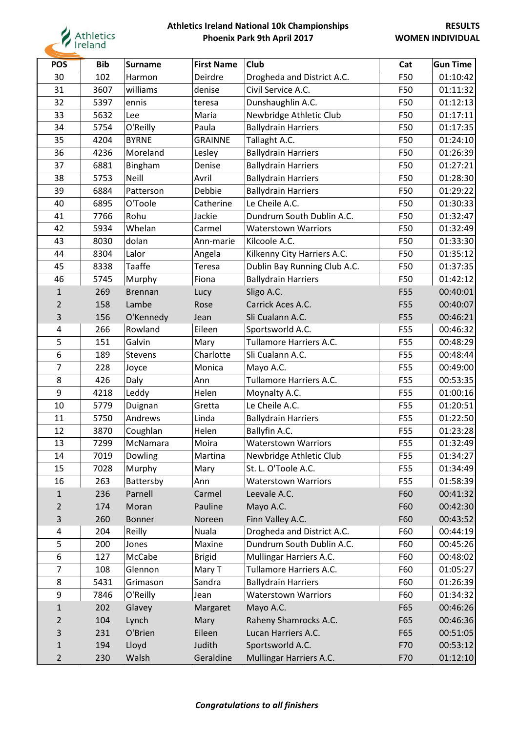Athletics Ireland

**Athletics Ireland National 10k Championships**
**Phoenix Park 9th April 2017**

**RESULTS**
**WOMEN INDIVIDUAL**

| POS | Bib | Surname | First Name | Club | Cat | Gun Time |
|---|---|---|---|---|---|---|
| 30 | 102 | Harmon | Deirdre | Drogheda and District A.C. | F50 | 01:10:42 |
| 31 | 3607 | williams | denise | Civil Service A.C. | F50 | 01:11:32 |
| 32 | 5397 | ennis | teresa | Dunshaughlin A.C. | F50 | 01:12:13 |
| 33 | 5632 | Lee | Maria | Newbridge Athletic Club | F50 | 01:17:11 |
| 34 | 5754 | O'Reilly | Paula | Ballydrain Harriers | F50 | 01:17:35 |
| 35 | 4204 | BYRNE | GRAINNE | Tallaght A.C. | F50 | 01:24:10 |
| 36 | 4236 | Moreland | Lesley | Ballydrain Harriers | F50 | 01:26:39 |
| 37 | 6881 | Bingham | Denise | Ballydrain Harriers | F50 | 01:27:21 |
| 38 | 5753 | Neill | Avril | Ballydrain Harriers | F50 | 01:28:30 |
| 39 | 6884 | Patterson | Debbie | Ballydrain Harriers | F50 | 01:29:22 |
| 40 | 6895 | O'Toole | Catherine | Le Cheile A.C. | F50 | 01:30:33 |
| 41 | 7766 | Rohu | Jackie | Dundrum South Dublin A.C. | F50 | 01:32:47 |
| 42 | 5934 | Whelan | Carmel | Waterstown Warriors | F50 | 01:32:49 |
| 43 | 8030 | dolan | Ann-marie | Kilcoole A.C. | F50 | 01:33:30 |
| 44 | 8304 | Lalor | Angela | Kilkenny City Harriers A.C. | F50 | 01:35:12 |
| 45 | 8338 | Taaffe | Teresa | Dublin Bay Running Club A.C. | F50 | 01:37:35 |
| 46 | 5745 | Murphy | Fiona | Ballydrain Harriers | F50 | 01:42:12 |
| 1 | 269 | Brennan | Lucy | Sligo A.C. | F55 | 00:40:01 |
| 2 | 158 | Lambe | Rose | Carrick Aces A.C. | F55 | 00:40:07 |
| 3 | 156 | O'Kennedy | Jean | Sli Cualann A.C. | F55 | 00:46:21 |
| 4 | 266 | Rowland | Eileen | Sportsworld A.C. | F55 | 00:46:32 |
| 5 | 151 | Galvin | Mary | Tullamore Harriers A.C. | F55 | 00:48:29 |
| 6 | 189 | Stevens | Charlotte | Sli Cualann A.C. | F55 | 00:48:44 |
| 7 | 228 | Joyce | Monica | Mayo A.C. | F55 | 00:49:00 |
| 8 | 426 | Daly | Ann | Tullamore Harriers A.C. | F55 | 00:53:35 |
| 9 | 4218 | Leddy | Helen | Moynalty A.C. | F55 | 01:00:16 |
| 10 | 5779 | Duignan | Gretta | Le Cheile A.C. | F55 | 01:20:51 |
| 11 | 5750 | Andrews | Linda | Ballydrain Harriers | F55 | 01:22:50 |
| 12 | 3870 | Coughlan | Helen | Ballyfin A.C. | F55 | 01:23:28 |
| 13 | 7299 | McNamara | Moira | Waterstown Warriors | F55 | 01:32:49 |
| 14 | 7019 | Dowling | Martina | Newbridge Athletic Club | F55 | 01:34:27 |
| 15 | 7028 | Murphy | Mary | St. L. O'Toole A.C. | F55 | 01:34:49 |
| 16 | 263 | Battersby | Ann | Waterstown Warriors | F55 | 01:58:39 |
| 1 | 236 | Parnell | Carmel | Leevale A.C. | F60 | 00:41:32 |
| 2 | 174 | Moran | Pauline | Mayo A.C. | F60 | 00:42:30 |
| 3 | 260 | Bonner | Noreen | Finn Valley A.C. | F60 | 00:43:52 |
| 4 | 204 | Reilly | Nuala | Drogheda and District A.C. | F60 | 00:44:19 |
| 5 | 200 | Jones | Maxine | Dundrum South Dublin A.C. | F60 | 00:45:26 |
| 6 | 127 | McCabe | Brigid | Mullingar Harriers A.C. | F60 | 00:48:02 |
| 7 | 108 | Glennon | Mary T | Tullamore Harriers A.C. | F60 | 01:05:27 |
| 8 | 5431 | Grimason | Sandra | Ballydrain Harriers | F60 | 01:26:39 |
| 9 | 7846 | O'Reilly | Jean | Waterstown Warriors | F60 | 01:34:32 |
| 1 | 202 | Glavey | Margaret | Mayo A.C. | F65 | 00:46:26 |
| 2 | 104 | Lynch | Mary | Raheny Shamrocks A.C. | F65 | 00:46:36 |
| 3 | 231 | O'Brien | Eileen | Lucan Harriers A.C. | F65 | 00:51:05 |
| 1 | 194 | Lloyd | Judith | Sportsworld A.C. | F70 | 00:53:12 |
| 2 | 230 | Walsh | Geraldine | Mullingar Harriers A.C. | F70 | 01:12:10 |

***Congratulations to all finishers***